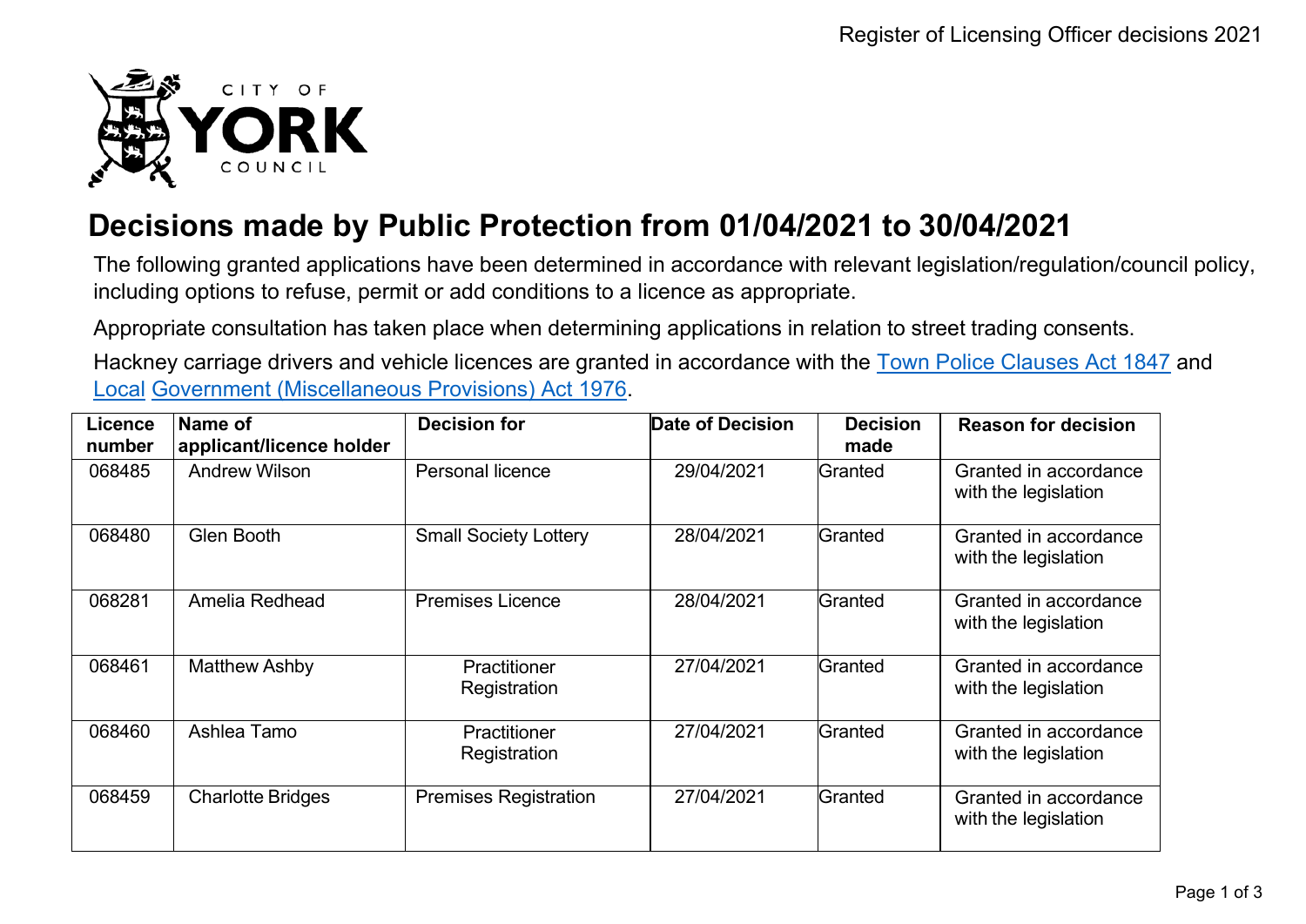# Decisions made by Public Protection from 01/04/2021 to 30/04/2021

The following granted applications have been determined in accordance with relevant legislation/regulation/council policy, including options to refuse, permit or add conditions to a licence as appropriate.

Appropriate consultation has taken place when determining applications in relation to street trading consents.

Hackney carriage drivers and vehicle licences are granted in accordance with the Town Police Clauses Act 1847 and Local Government (Miscellaneous Provisions) Act 1976.

| Licence number | Name of applicant/licence holder | Decision for | Date of Decision | Decision made | Reason for decision |
|---|---|---|---|---|---|
| 068485 | Andrew Wilson | Personal licence | 29/04/2021 | Granted | Granted in accordance with the legislation |
| 068480 | Glen Booth | Small Society Lottery | 28/04/2021 | Granted | Granted in accordance with the legislation |
| 068281 | Amelia Redhead | Premises Licence | 28/04/2021 | Granted | Granted in accordance with the legislation |
| 068461 | Matthew Ashby | Practitioner Registration | 27/04/2021 | Granted | Granted in accordance with the legislation |
| 068460 | Ashlea Tamo | Practitioner Registration | 27/04/2021 | Granted | Granted in accordance with the legislation |
| 068459 | Charlotte Bridges | Premises Registration | 27/04/2021 | Granted | Granted in accordance with the legislation |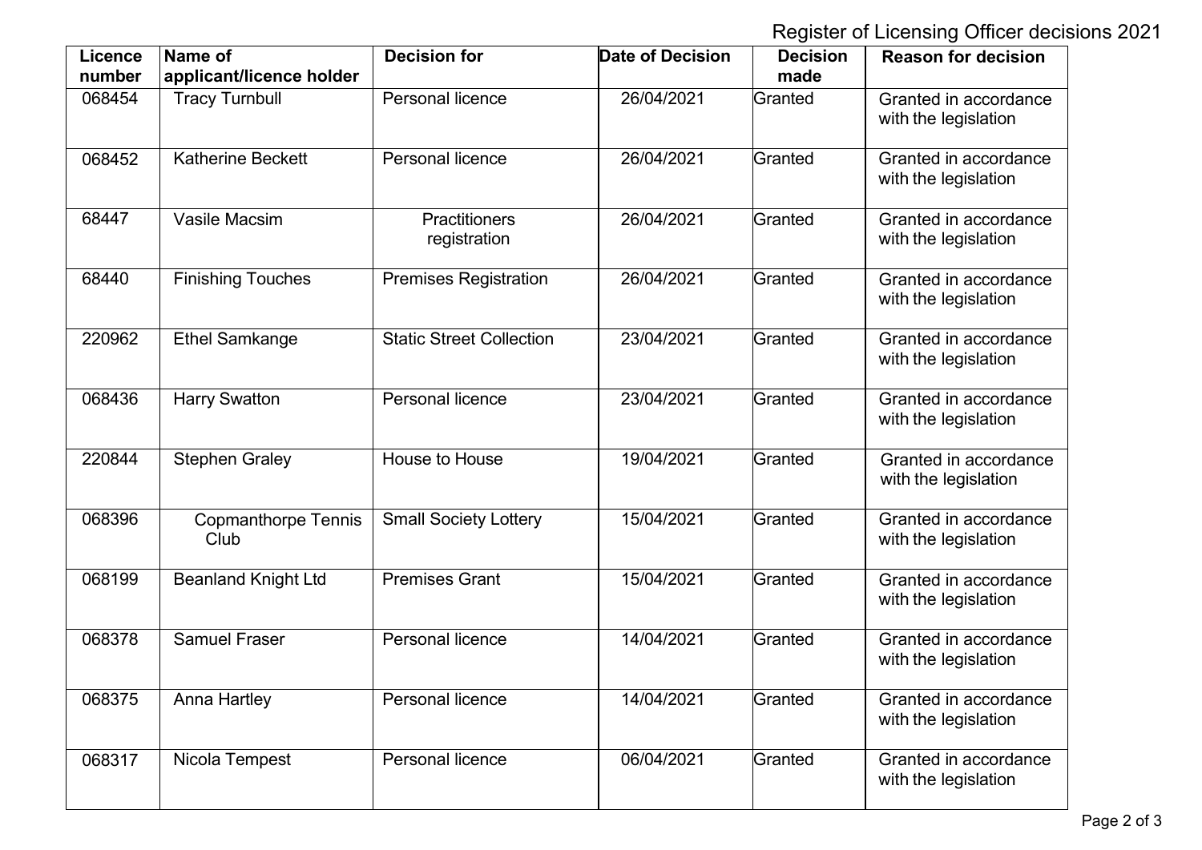Register of Licensing Officer decisions 2021

| Licence number | Name of applicant/licence holder | Decision for | Date of Decision | Decision made | Reason for decision |
|---|---|---|---|---|---|
| 068454 | Tracy Turnbull | Personal licence | 26/04/2021 | Granted | Granted in accordance with the legislation |
| 068452 | Katherine Beckett | Personal licence | 26/04/2021 | Granted | Granted in accordance with the legislation |
| 68447 | Vasile Macsim | Practitioners registration | 26/04/2021 | Granted | Granted in accordance with the legislation |
| 68440 | Finishing Touches | Premises Registration | 26/04/2021 | Granted | Granted in accordance with the legislation |
| 220962 | Ethel Samkange | Static Street Collection | 23/04/2021 | Granted | Granted in accordance with the legislation |
| 068436 | Harry Swatton | Personal licence | 23/04/2021 | Granted | Granted in accordance with the legislation |
| 220844 | Stephen Graley | House to House | 19/04/2021 | Granted | Granted in accordance with the legislation |
| 068396 | Copmanthorpe Tennis Club | Small Society Lottery | 15/04/2021 | Granted | Granted in accordance with the legislation |
| 068199 | Beanland Knight Ltd | Premises Grant | 15/04/2021 | Granted | Granted in accordance with the legislation |
| 068378 | Samuel Fraser | Personal licence | 14/04/2021 | Granted | Granted in accordance with the legislation |
| 068375 | Anna Hartley | Personal licence | 14/04/2021 | Granted | Granted in accordance with the legislation |
| 068317 | Nicola Tempest | Personal licence | 06/04/2021 | Granted | Granted in accordance with the legislation |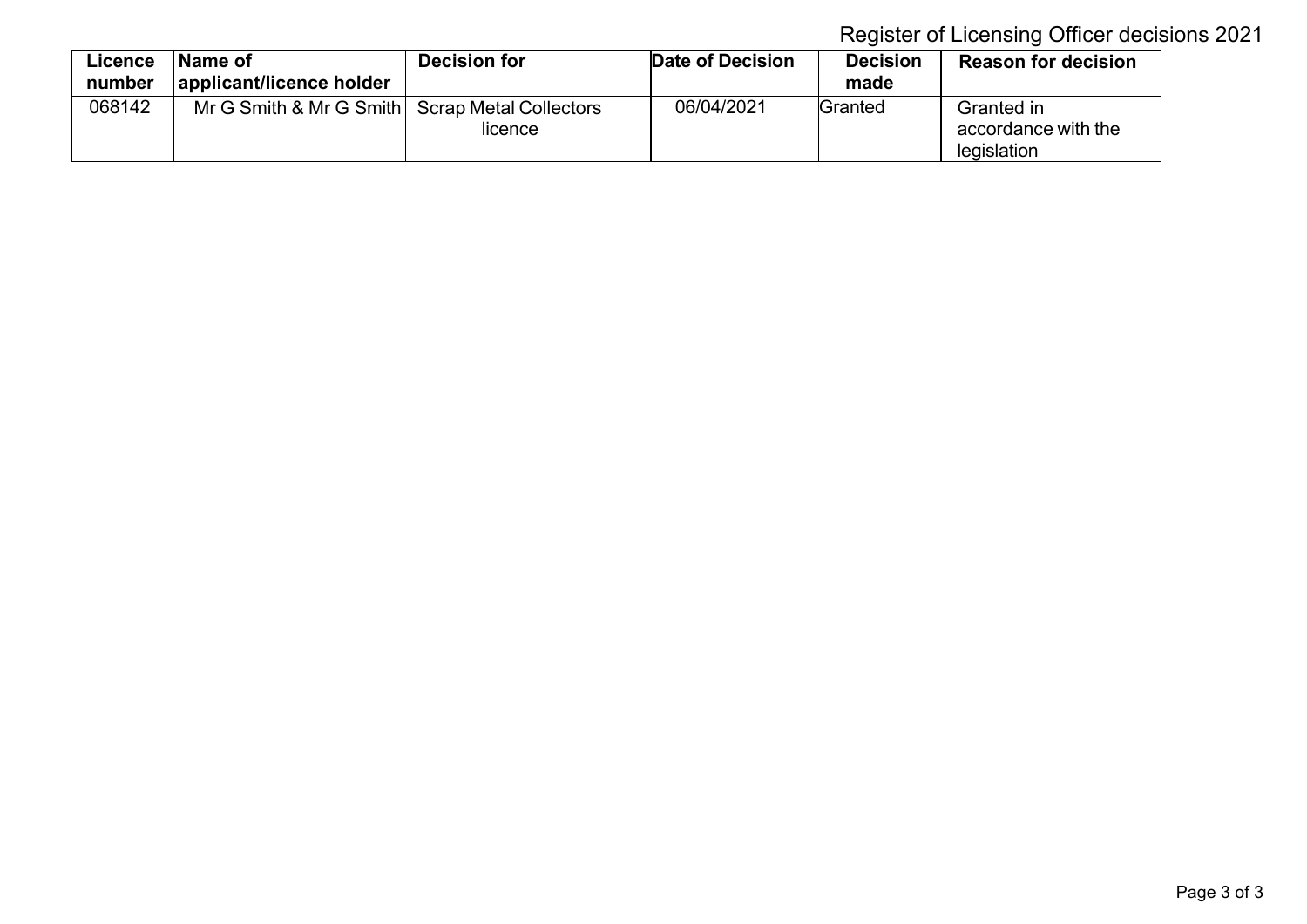Register of Licensing Officer decisions 2021

| Licence number | Name of applicant/licence holder | Decision for | Date of Decision | Decision made | Reason for decision |
|---|---|---|---|---|---|
| 068142 | Mr G Smith & Mr G Smith | Scrap Metal Collectors licence | 06/04/2021 | Granted | Granted in accordance with the legislation |